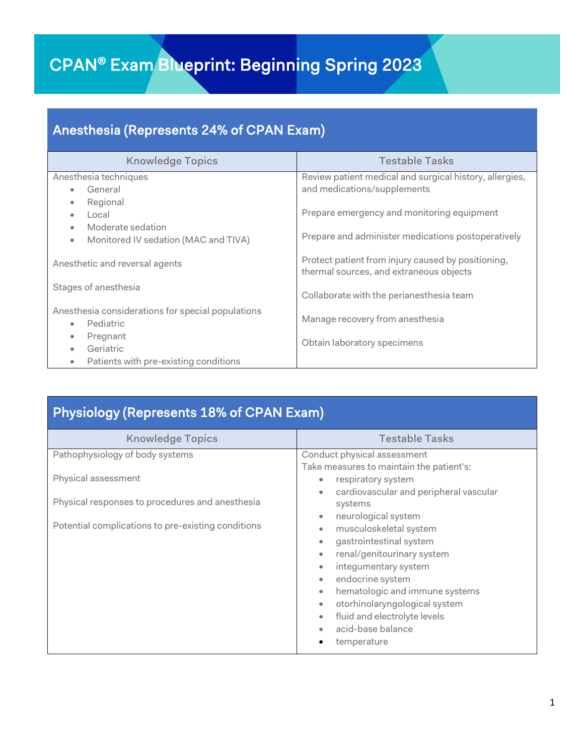# CPAN® Exam Blueprint: Beginning Spring 2023

## Anesthesia (Represents 24% of CPAN Exam)

| Knowledge Topics | Testable Tasks |
| --- | --- |
| Anesthesia techniques<br>• General<br>• Regional<br>• Local<br>• Moderate sedation<br>• Monitored IV sedation (MAC and TIVA)<br><br>Anesthetic and reversal agents<br><br>Stages of anesthesia<br><br>Anesthesia considerations for special populations<br>• Pediatric<br>• Pregnant<br>• Geriatric<br>• Patients with pre-existing conditions | Review patient medical and surgical history, allergies, and medications/supplements<br><br>Prepare emergency and monitoring equipment<br><br>Prepare and administer medications postoperatively<br><br>Protect patient from injury caused by positioning, thermal sources, and extraneous objects<br><br>Collaborate with the perianesthesia team<br><br>Manage recovery from anesthesia<br><br>Obtain laboratory specimens |

## Physiology (Represents 18% of CPAN Exam)

| Knowledge Topics | Testable Tasks |
| --- | --- |
| Pathophysiology of body systems<br><br>Physical assessment<br><br>Physical responses to procedures and anesthesia<br><br>Potential complications to pre-existing conditions | Conduct physical assessment<br>Take measures to maintain the patient's:<br>• respiratory system<br>• cardiovascular and peripheral vascular systems<br>• neurological system<br>• musculoskeletal system<br>• gastrointestinal system<br>• renal/genitourinary system<br>• integumentary system<br>• endocrine system<br>• hematologic and immune systems<br>• otorhinolaryngological system<br>• fluid and electrolyte levels<br>• acid-base balance<br>• temperature |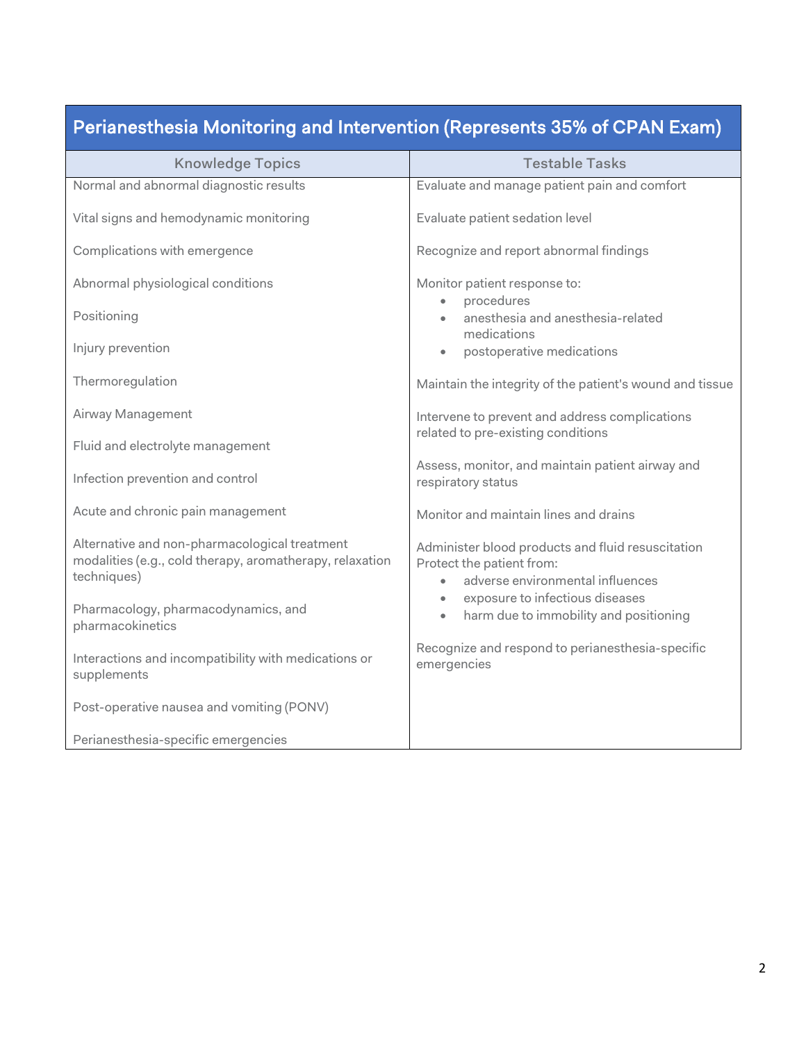| Perianesthesia Monitoring and Intervention (Represents 35% of CPAN Exam) | |
|---|---|
| **Knowledge Topics** | **Testable Tasks** |
| Normal and abnormal diagnostic results | Evaluate and manage patient pain and comfort |
| Vital signs and hemodynamic monitoring | Evaluate patient sedation level |
| Complications with emergence | Recognize and report abnormal findings |
| Abnormal physiological conditions | Monitor patient response to: <br>• procedures <br>• anesthesia and anesthesia-related medications <br>• postoperative medications |
| Positioning | Maintain the integrity of the patient's wound and tissue |
| Injury prevention | Intervene to prevent and address complications related to pre-existing conditions |
| Thermoregulation | Assess, monitor, and maintain patient airway and respiratory status |
| Airway Management | Monitor and maintain lines and drains |
| Fluid and electrolyte management | Administer blood products and fluid resuscitation |
| Infection prevention and control | Protect the patient from: <br>• adverse environmental influences <br>• exposure to infectious diseases <br>• harm due to immobility and positioning |
| Acute and chronic pain management | Recognize and respond to perianesthesia-specific emergencies |
| Alternative and non-pharmacological treatment modalities (e.g., cold therapy, aromatherapy, relaxation techniques) | |
| Pharmacology, pharmacodynamics, and pharmacokinetics | |
| Interactions and incompatibility with medications or supplements | |
| Post-operative nausea and vomiting (PONV) | |
| Perianesthesia-specific emergencies | |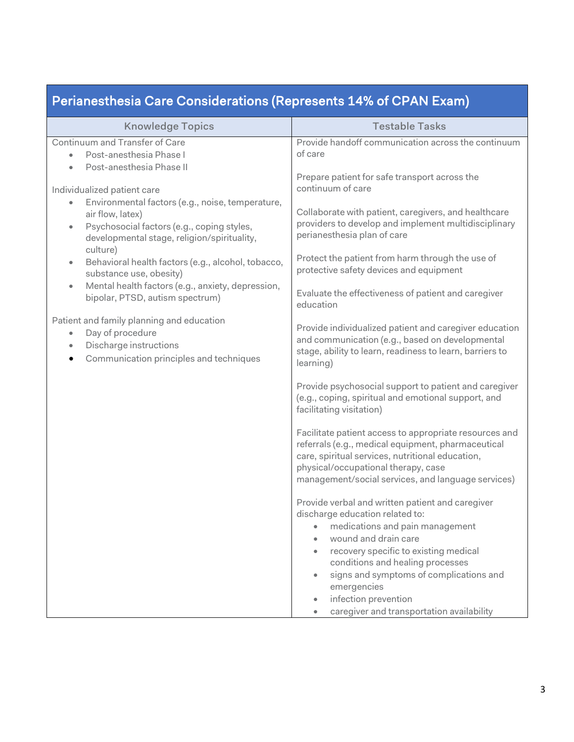## Perianesthesia Care Considerations (Represents 14% of CPAN Exam)

| Knowledge Topics | Testable Tasks |
| --- | --- |
| Continuum and Transfer of Care<br>• Post-anesthesia Phase I<br>• Post-anesthesia Phase II<br><br>Individualized patient care<br>• Environmental factors (e.g., noise, temperature, air flow, latex)<br>• Psychosocial factors (e.g., coping styles, developmental stage, religion/spirituality, culture)<br>• Behavioral health factors (e.g., alcohol, tobacco, substance use, obesity)<br>• Mental health factors (e.g., anxiety, depression, bipolar, PTSD, autism spectrum)<br><br>Patient and family planning and education<br>• Day of procedure<br>• Discharge instructions<br>• Communication principles and techniques | Provide handoff communication across the continuum of care<br><br>Prepare patient for safe transport across the continuum of care<br><br>Collaborate with patient, caregivers, and healthcare providers to develop and implement multidisciplinary perianesthesia plan of care<br><br>Protect the patient from harm through the use of protective safety devices and equipment<br><br>Evaluate the effectiveness of patient and caregiver education<br><br>Provide individualized patient and caregiver education and communication (e.g., based on developmental stage, ability to learn, readiness to learn, barriers to learning)<br><br>Provide psychosocial support to patient and caregiver (e.g., coping, spiritual and emotional support, and facilitating visitation)<br><br>Facilitate patient access to appropriate resources and referrals (e.g., medical equipment, pharmaceutical care, spiritual services, nutritional education, physical/occupational therapy, case management/social services, and language services)<br><br>Provide verbal and written patient and caregiver discharge education related to:<br>• medications and pain management<br>• wound and drain care<br>• recovery specific to existing medical conditions and healing processes<br>• signs and symptoms of complications and emergencies<br>• infection prevention<br>• caregiver and transportation availability |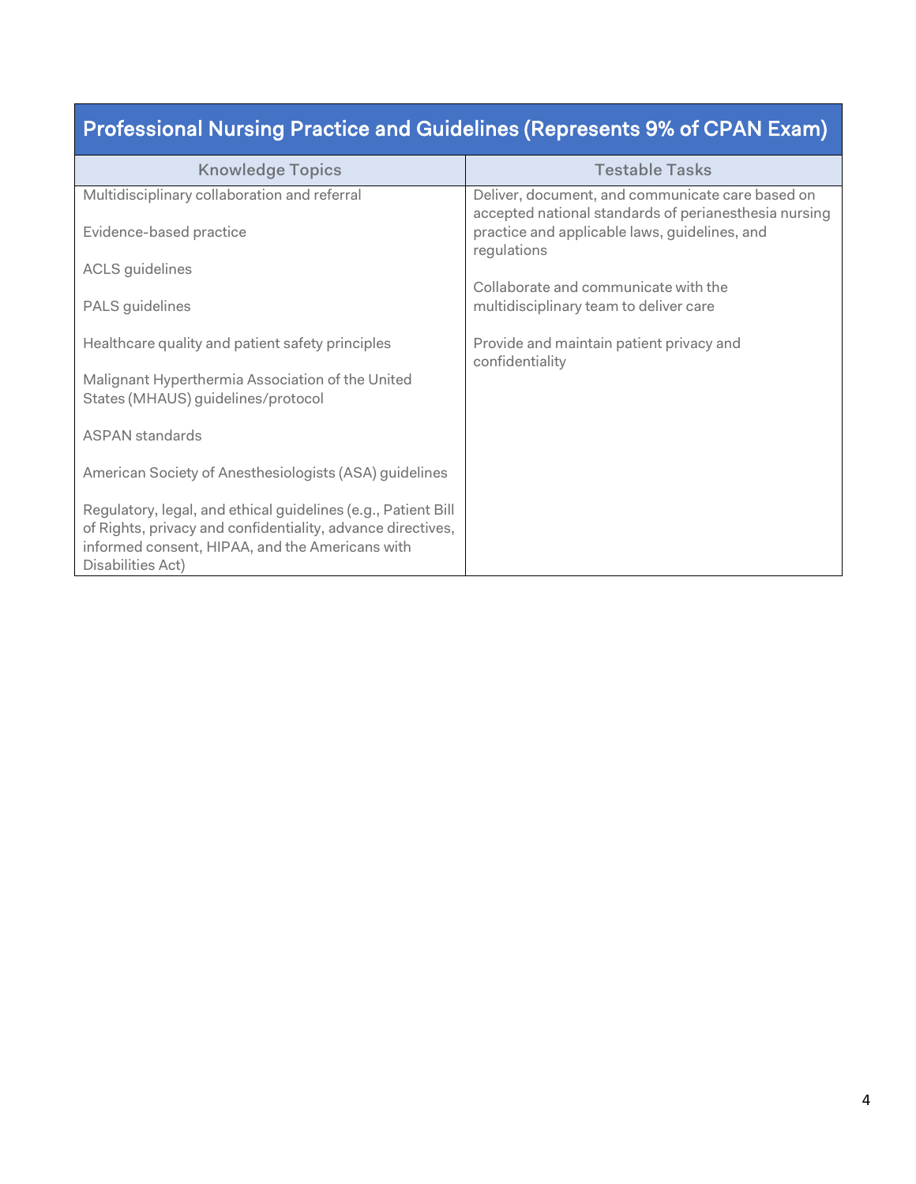## Professional Nursing Practice and Guidelines (Represents 9% of CPAN Exam)

| Knowledge Topics | Testable Tasks |
|---|---|
| Multidisciplinary collaboration and referral<br><br>Evidence-based practice<br><br>ACLS guidelines<br><br>PALS guidelines<br><br>Healthcare quality and patient safety principles<br><br>Malignant Hyperthermia Association of the United States (MHAUS) guidelines/protocol<br><br>ASPAN standards<br><br>American Society of Anesthesiologists (ASA) guidelines<br><br>Regulatory, legal, and ethical guidelines (e.g., Patient Bill of Rights, privacy and confidentiality, advance directives, informed consent, HIPAA, and the Americans with Disabilities Act) | Deliver, document, and communicate care based on accepted national standards of perianesthesia nursing practice and applicable laws, guidelines, and regulations<br><br>Collaborate and communicate with the multidisciplinary team to deliver care<br><br>Provide and maintain patient privacy and confidentiality |